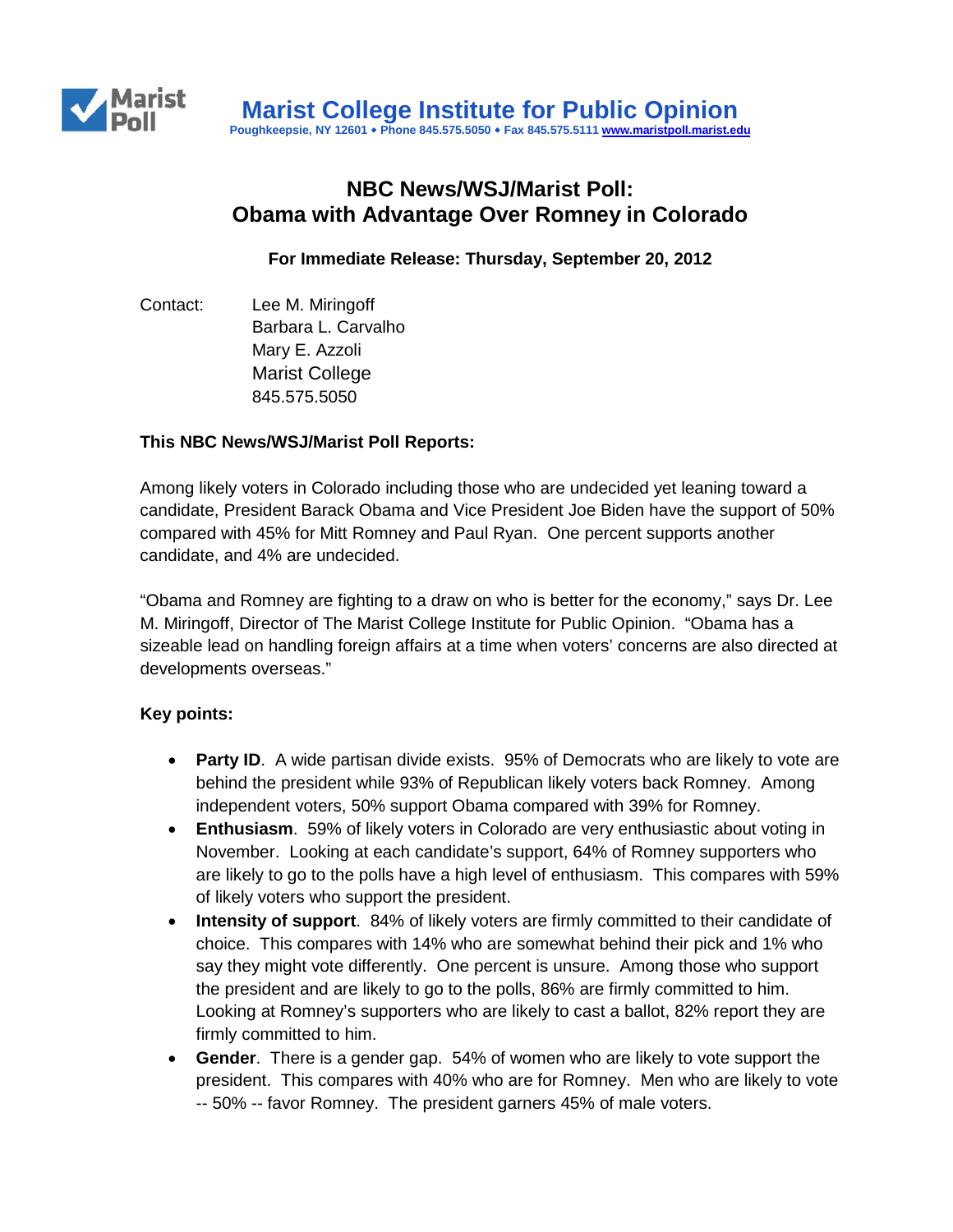# Marist College Institute for Public Opinion

Poughkeepsie, NY 12601 • Phone 845.575.5050 • Fax 845.575.5111 www.maristpoll.marist.edu

## NBC News/WSJ/Marist Poll: Obama with Advantage Over Romney in Colorado

**For Immediate Release: Thursday, September 20, 2012**

Contact: Lee M. Miringoff
Barbara L. Carvalho
Mary E. Azzoli
Marist College
845.575.5050

**This NBC News/WSJ/Marist Poll Reports:**

Among likely voters in Colorado including those who are undecided yet leaning toward a candidate, President Barack Obama and Vice President Joe Biden have the support of 50% compared with 45% for Mitt Romney and Paul Ryan. One percent supports another candidate, and 4% are undecided.

"Obama and Romney are fighting to a draw on who is better for the economy," says Dr. Lee M. Miringoff, Director of The Marist College Institute for Public Opinion. "Obama has a sizeable lead on handling foreign affairs at a time when voters' concerns are also directed at developments overseas."

**Key points:**

- **Party ID**. A wide partisan divide exists. 95% of Democrats who are likely to vote are behind the president while 93% of Republican likely voters back Romney. Among independent voters, 50% support Obama compared with 39% for Romney.
- **Enthusiasm**. 59% of likely voters in Colorado are very enthusiastic about voting in November. Looking at each candidate's support, 64% of Romney supporters who are likely to go to the polls have a high level of enthusiasm. This compares with 59% of likely voters who support the president.
- **Intensity of support**. 84% of likely voters are firmly committed to their candidate of choice. This compares with 14% who are somewhat behind their pick and 1% who say they might vote differently. One percent is unsure. Among those who support the president and are likely to go to the polls, 86% are firmly committed to him. Looking at Romney's supporters who are likely to cast a ballot, 82% report they are firmly committed to him.
- **Gender**. There is a gender gap. 54% of women who are likely to vote support the president. This compares with 40% who are for Romney. Men who are likely to vote -- 50% -- favor Romney. The president garners 45% of male voters.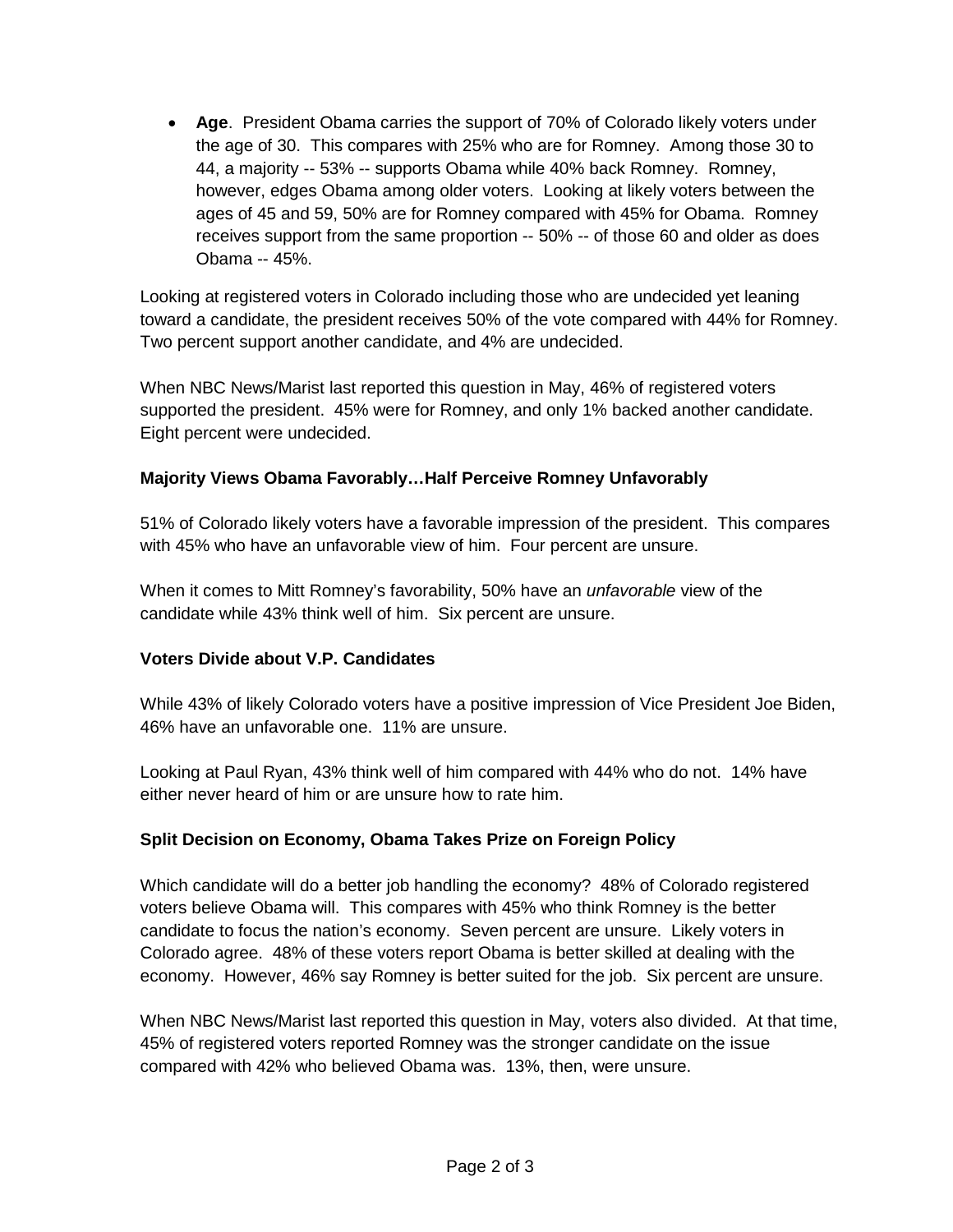- **Age**. President Obama carries the support of 70% of Colorado likely voters under the age of 30. This compares with 25% who are for Romney. Among those 30 to 44, a majority -- 53% -- supports Obama while 40% back Romney. Romney, however, edges Obama among older voters. Looking at likely voters between the ages of 45 and 59, 50% are for Romney compared with 45% for Obama. Romney receives support from the same proportion -- 50% -- of those 60 and older as does Obama -- 45%.

Looking at registered voters in Colorado including those who are undecided yet leaning toward a candidate, the president receives 50% of the vote compared with 44% for Romney. Two percent support another candidate, and 4% are undecided.

When NBC News/Marist last reported this question in May, 46% of registered voters supported the president. 45% were for Romney, and only 1% backed another candidate. Eight percent were undecided.

**Majority Views Obama Favorably…Half Perceive Romney Unfavorably**

51% of Colorado likely voters have a favorable impression of the president. This compares with 45% who have an unfavorable view of him. Four percent are unsure.

When it comes to Mitt Romney's favorability, 50% have an *unfavorable* view of the candidate while 43% think well of him. Six percent are unsure.

**Voters Divide about V.P. Candidates**

While 43% of likely Colorado voters have a positive impression of Vice President Joe Biden, 46% have an unfavorable one. 11% are unsure.

Looking at Paul Ryan, 43% think well of him compared with 44% who do not. 14% have either never heard of him or are unsure how to rate him.

**Split Decision on Economy, Obama Takes Prize on Foreign Policy**

Which candidate will do a better job handling the economy? 48% of Colorado registered voters believe Obama will. This compares with 45% who think Romney is the better candidate to focus the nation's economy. Seven percent are unsure. Likely voters in Colorado agree. 48% of these voters report Obama is better skilled at dealing with the economy. However, 46% say Romney is better suited for the job. Six percent are unsure.

When NBC News/Marist last reported this question in May, voters also divided. At that time, 45% of registered voters reported Romney was the stronger candidate on the issue compared with 42% who believed Obama was. 13%, then, were unsure.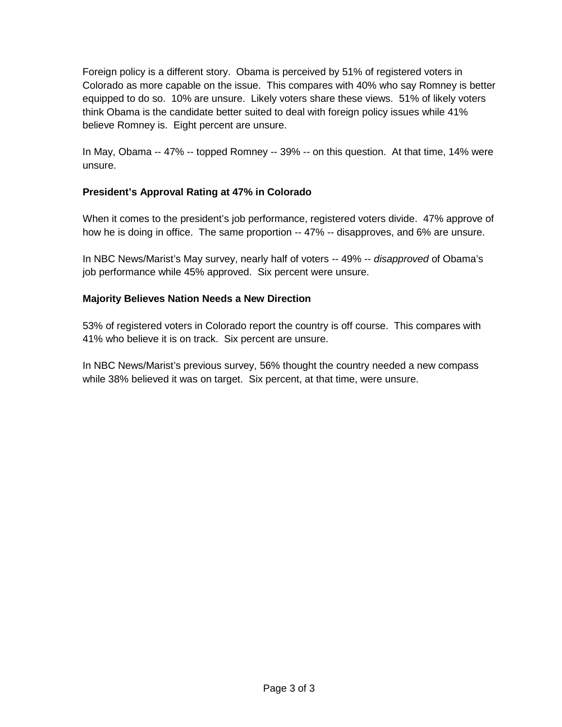Foreign policy is a different story. Obama is perceived by 51% of registered voters in Colorado as more capable on the issue. This compares with 40% who say Romney is better equipped to do so. 10% are unsure. Likely voters share these views. 51% of likely voters think Obama is the candidate better suited to deal with foreign policy issues while 41% believe Romney is. Eight percent are unsure.

In May, Obama -- 47% -- topped Romney -- 39% -- on this question. At that time, 14% were unsure.

**President's Approval Rating at 47% in Colorado**

When it comes to the president's job performance, registered voters divide. 47% approve of how he is doing in office. The same proportion -- 47% -- disapproves, and 6% are unsure.

In NBC News/Marist's May survey, nearly half of voters -- 49% -- *disapproved* of Obama's job performance while 45% approved. Six percent were unsure.

**Majority Believes Nation Needs a New Direction**

53% of registered voters in Colorado report the country is off course. This compares with 41% who believe it is on track. Six percent are unsure.

In NBC News/Marist's previous survey, 56% thought the country needed a new compass while 38% believed it was on target. Six percent, at that time, were unsure.